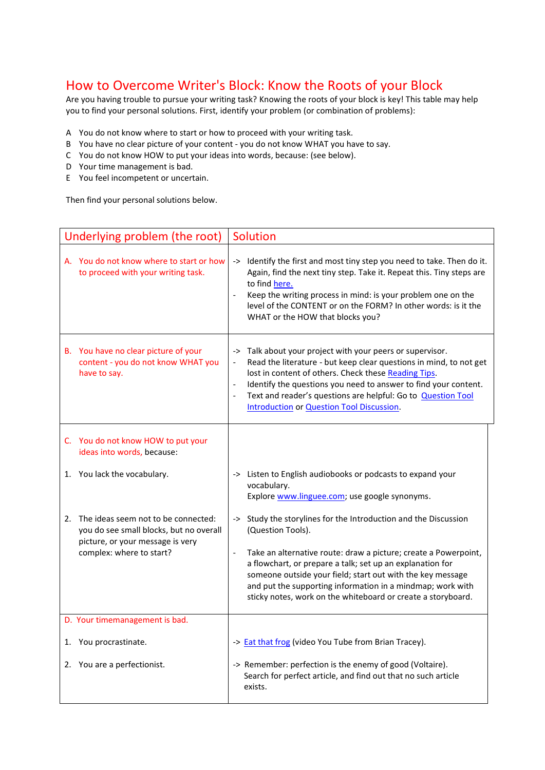# How to Overcome Writer's Block: Know the Roots of your Block

Are you having trouble to pursue your writing task? Knowing the roots of your block is key! This table may help you to find your personal solutions. First, identify your problem (or combination of problems):

A You do not know where to start or how to proceed with your writing task.
B You have no clear picture of your content - you do not know WHAT you have to say.
C You do not know HOW to put your ideas into words, because: (see below).
D Your time management is bad.
E You feel incompetent or uncertain.

Then find your personal solutions below.

| Underlying problem (the root) | Solution |
|---|---|
| A. You do not know where to start or how to proceed with your writing task. | -> Identify the first and most tiny step you need to take. Then do it. Again, find the next tiny step. Take it. Repeat this. Tiny steps are to find here.<br>- Keep the writing process in mind: is your problem one on the level of the CONTENT or on the FORM? In other words: is it the WHAT or the HOW that blocks you? |
| B. You have no clear picture of your content - you do not know WHAT you have to say. | -> Talk about your project with your peers or supervisor.<br>- Read the literature - but keep clear questions in mind, to not get lost in content of others. Check these Reading Tips.<br>- Identify the questions you need to answer to find your content.<br>- Text and reader's questions are helpful: Go to Question Tool Introduction or Question Tool Discussion. |
| C. You do not know HOW to put your ideas into words, because: | |
| 1. You lack the vocabulary. | -> Listen to English audiobooks or podcasts to expand your vocabulary.<br>Explore www.linguee.com; use google synonyms. |
| 2. The ideas seem not to be connected: you do see small blocks, but no overall picture, or your message is very complex: where to start? | -> Study the storylines for the Introduction and the Discussion (Question Tools).<br>- Take an alternative route: draw a picture; create a Powerpoint, a flowchart, or prepare a talk; set up an explanation for someone outside your field; start out with the key message and put the supporting information in a mindmap; work with sticky notes, work on the whiteboard or create a storyboard. |
| D. Your timemanagement is bad. | |
| 1. You procrastinate. | -> Eat that frog (video You Tube from Brian Tracey). |
| 2. You are a perfectionist. | -> Remember: perfection is the enemy of good (Voltaire).<br>Search for perfect article, and find out that no such article exists. |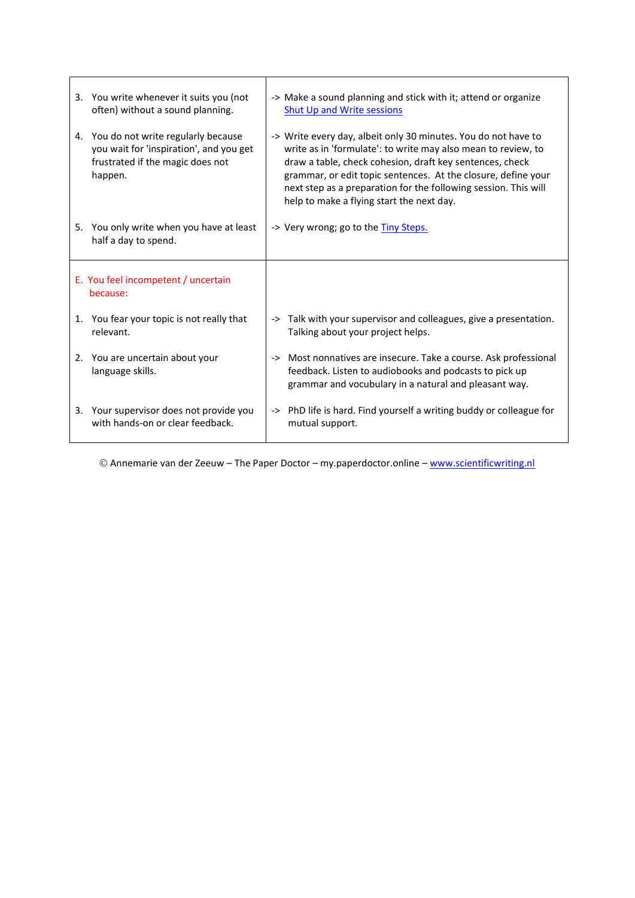| | |
|---|---|
| 3. You write whenever it suits you (not often) without a sound planning. | -> Make a sound planning and stick with it; attend or organize [Shut Up and Write sessions] |
| 4. You do not write regularly because you wait for 'inspiration', and you get frustrated if the magic does not happen. | -> Write every day, albeit only 30 minutes. You do not have to write as in 'formulate': to write may also mean to review, to draw a table, check cohesion, draft key sentences, check grammar, or edit topic sentences. At the closure, define your next step as a preparation for the following session. This will help to make a flying start the next day. |
| 5. You only write when you have at least half a day to spend. | -> Very wrong; go to the [Tiny Steps.] |
| E. You feel incompetent / uncertain because: | |
| 1. You fear your topic is not really that relevant. | -> Talk with your supervisor and colleagues, give a presentation. Talking about your project helps. |
| 2. You are uncertain about your language skills. | -> Most nonnatives are insecure. Take a course. Ask professional feedback. Listen to audiobooks and podcasts to pick up grammar and vocubulary in a natural and pleasant way. |
| 3. Your supervisor does not provide you with hands-on or clear feedback. | -> PhD life is hard. Find yourself a writing buddy or colleague for mutual support. |

© Annemarie van der Zeeuw – The Paper Doctor – my.paperdoctor.online – www.scientificwriting.nl